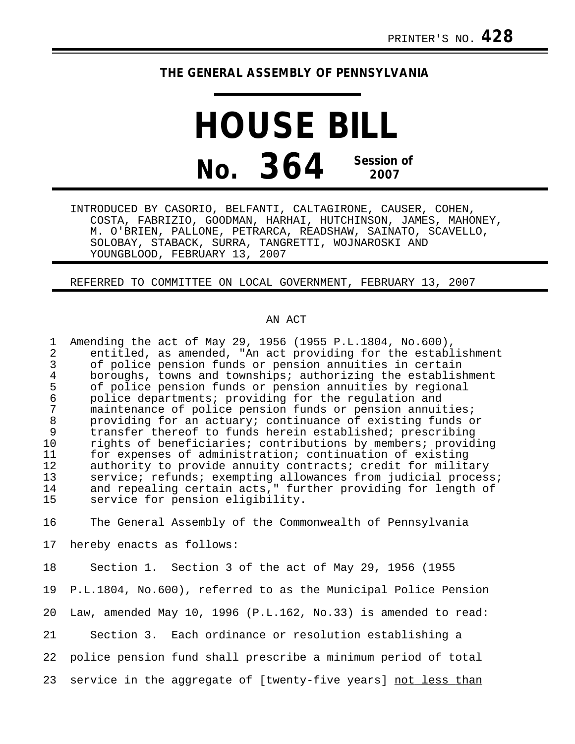PRINTER'S NO. **428**

**THE GENERAL ASSEMBLY OF PENNSYLVANIA**

# HOUSE BILL

# No. 364 Session of 2007

INTRODUCED BY CASORIO, BELFANTI, CALTAGIRONE, CAUSER, COHEN, COSTA, FABRIZIO, GOODMAN, HARHAI, HUTCHINSON, JAMES, MAHONEY, M. O'BRIEN, PALLONE, PETRARCA, READSHAW, SAINATO, SCAVELLO, SOLOBAY, STABACK, SURRA, TANGRETTI, WOJNAROSKI AND YOUNGBLOOD, FEBRUARY 13, 2007

REFERRED TO COMMITTEE ON LOCAL GOVERNMENT, FEBRUARY 13, 2007

AN ACT

1 Amending the act of May 29, 1956 (1955 P.L.1804, No.600),
2 entitled, as amended, "An act providing for the establishment
3 of police pension funds or pension annuities in certain
4 boroughs, towns and townships; authorizing the establishment
5 of police pension funds or pension annuities by regional
6 police departments; providing for the regulation and
7 maintenance of police pension funds or pension annuities;
8 providing for an actuary; continuance of existing funds or
9 transfer thereof to funds herein established; prescribing
10 rights of beneficiaries; contributions by members; providing
11 for expenses of administration; continuation of existing
12 authority to provide annuity contracts; credit for military
13 service; refunds; exempting allowances from judicial process;
14 and repealing certain acts," further providing for length of
15 service for pension eligibility.

16 The General Assembly of the Commonwealth of Pennsylvania
17 hereby enacts as follows:

18 Section 1. Section 3 of the act of May 29, 1956 (1955
19 P.L.1804, No.600), referred to as the Municipal Police Pension
20 Law, amended May 10, 1996 (P.L.162, No.33) is amended to read:

21 Section 3. Each ordinance or resolution establishing a
22 police pension fund shall prescribe a minimum period of total
23 service in the aggregate of [twenty-five years] <u>not less than</u>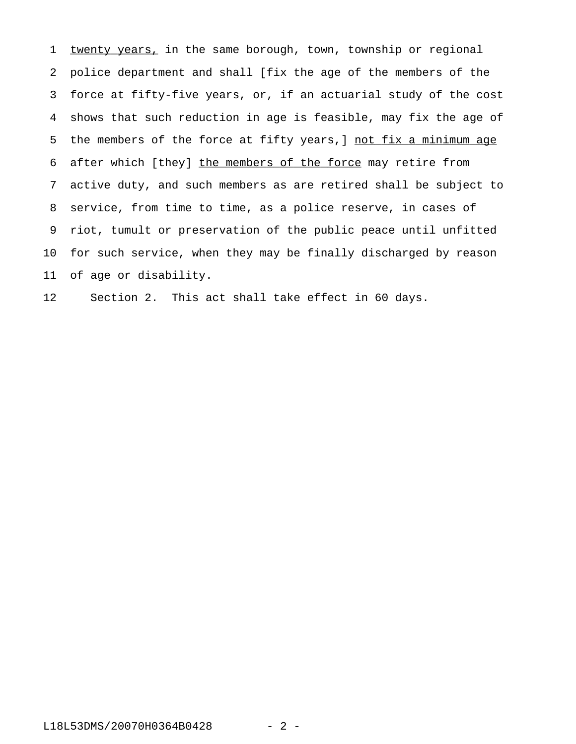twenty years, in the same borough, town, township or regional police department and shall [fix the age of the members of the force at fifty-five years, or, if an actuarial study of the cost shows that such reduction in age is feasible, may fix the age of the members of the force at fifty years,] not fix a minimum age after which [they] the members of the force may retire from active duty, and such members as are retired shall be subject to service, from time to time, as a police reserve, in cases of riot, tumult or preservation of the public peace until unfitted for such service, when they may be finally discharged by reason of age or disability.

Section 2. This act shall take effect in 60 days.

L18L53DMS/20070H0364B0428